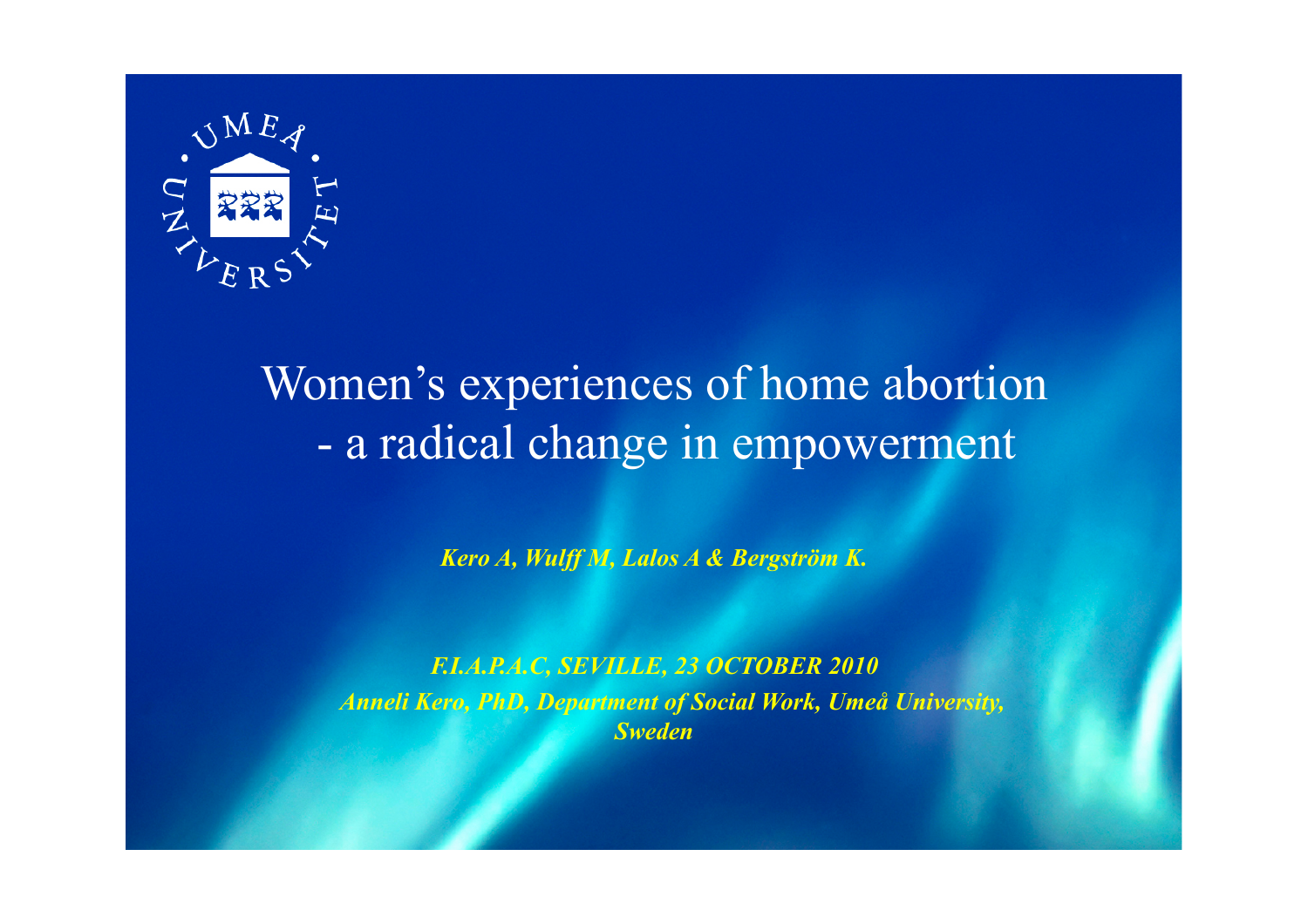# Women's experiences of home abortion - a radical change in empowerment

***Kero A, Wulff M, Lalos A & Bergström K.***

***F.I.A.P.A.C, SEVILLE, 23 OCTOBER 2010***

***Anneli Kero, PhD, Department of Social Work, Umeå University, Sweden***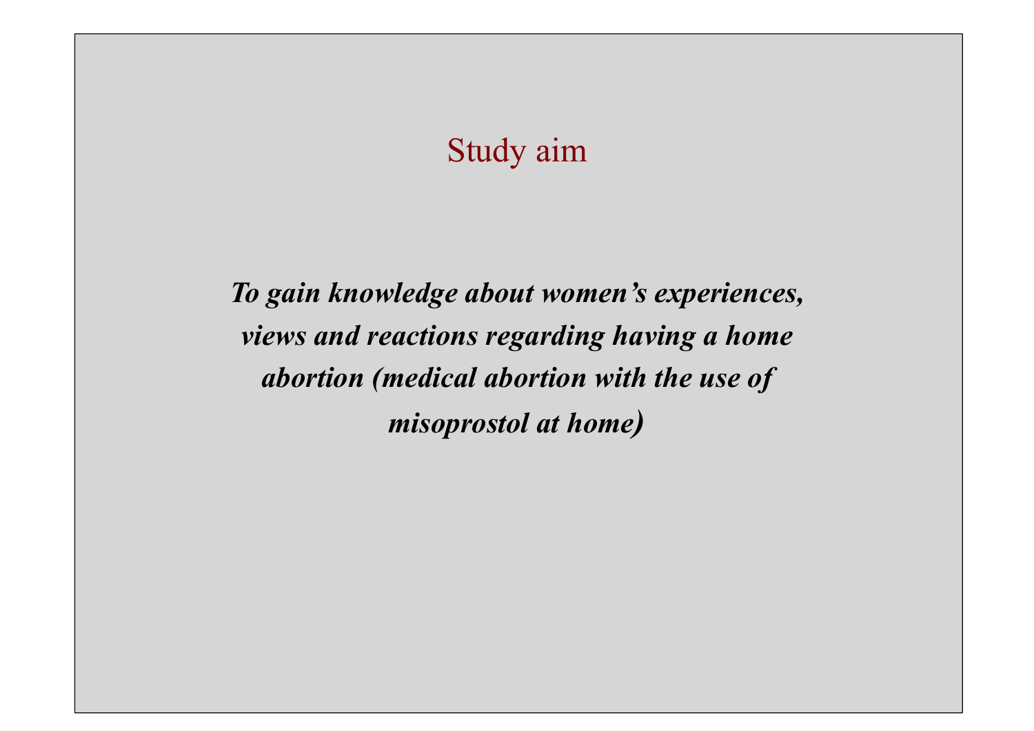# Study aim

***To gain knowledge about women's experiences, views and reactions regarding having a home abortion (medical abortion with the use of misoprostol at home)***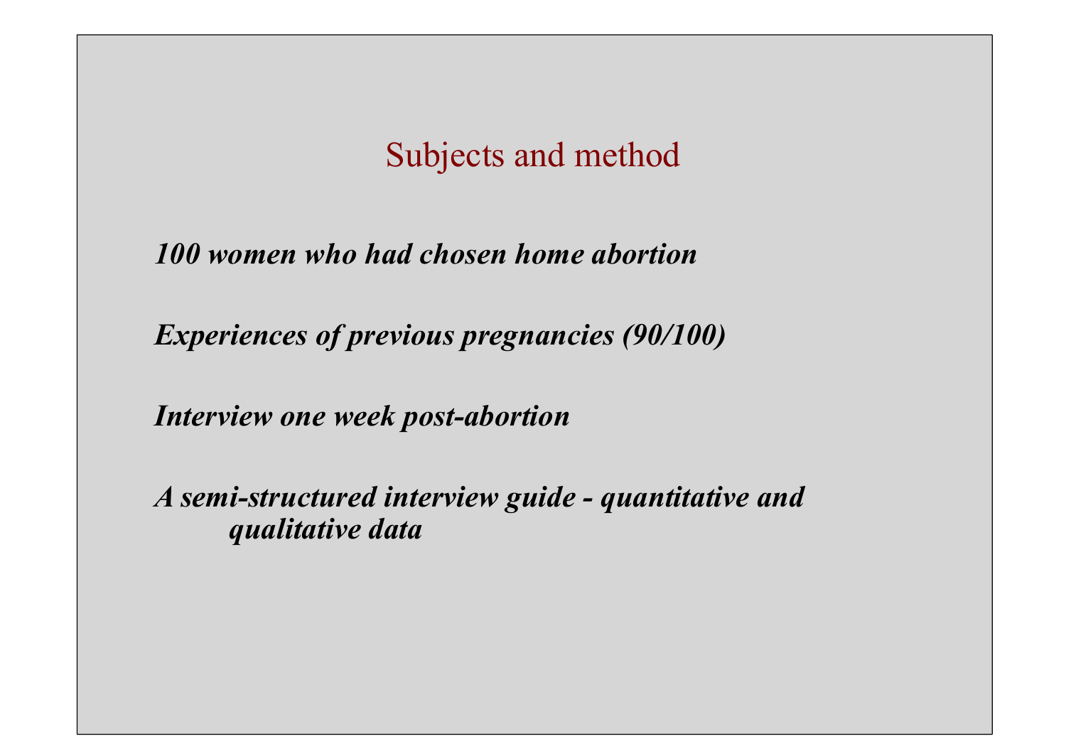## Subjects and method

***100 women who had chosen home abortion***

***Experiences of previous pregnancies (90/100)***

***Interview one week post-abortion***

***A semi-structured interview guide - quantitative and qualitative data***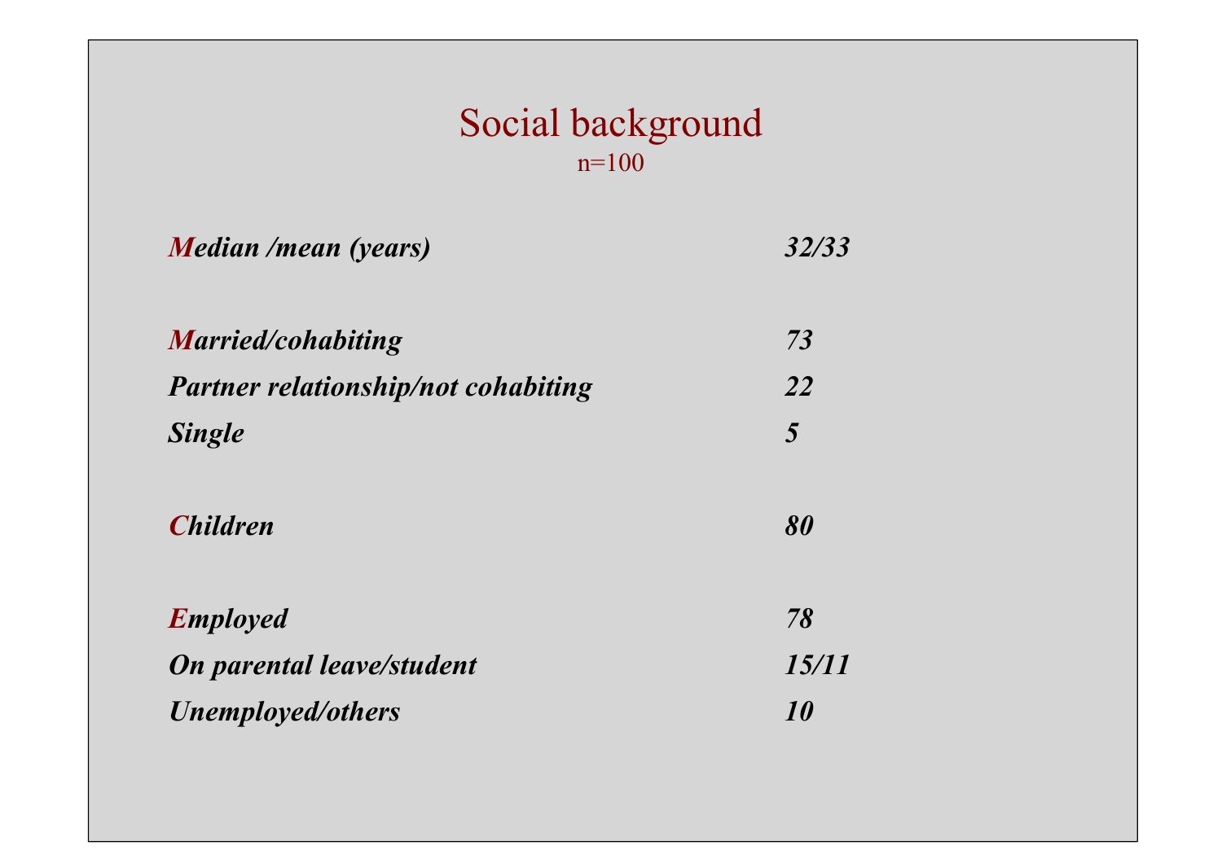# Social background

n=100

| | |
|---|---|
| ***Median /mean (years)*** | ***32/33*** |
| | |
| ***Married/cohabiting*** | ***73*** |
| ***Partner relationship/not cohabiting*** | ***22*** |
| ***Single*** | ***5*** |
| | |
| ***Children*** | ***80*** |
| | |
| ***Employed*** | ***78*** |
| ***On parental leave/student*** | ***15/11*** |
| ***Unemployed/others*** | ***10*** |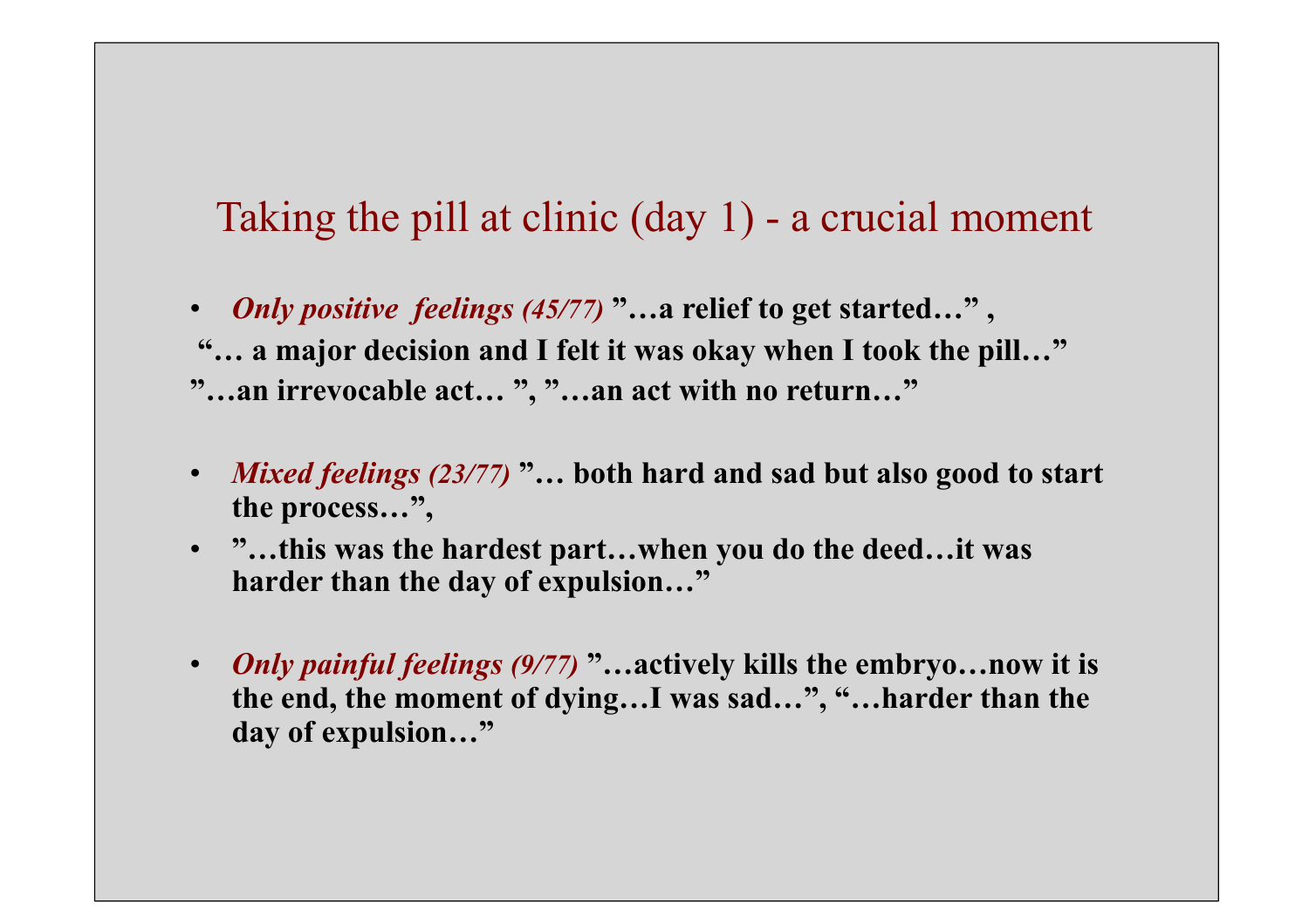## Taking the pill at clinic (day 1) - a crucial moment

- ***Only positive feelings (45/77)*** **”…a relief to get started…” ,**

**“… a major decision and I felt it was okay when I took the pill…”**

**”…an irrevocable act… ”, ”…an act with no return…”**

- ***Mixed feelings (23/77)*** **”… both hard and sad but also good to start the process…”,**
- **”…this was the hardest part…when you do the deed…it was harder than the day of expulsion…”**

- ***Only painful feelings (9/77)*** **”…actively kills the embryo…now it is the end, the moment of dying…I was sad…”, “…harder than the day of expulsion…”**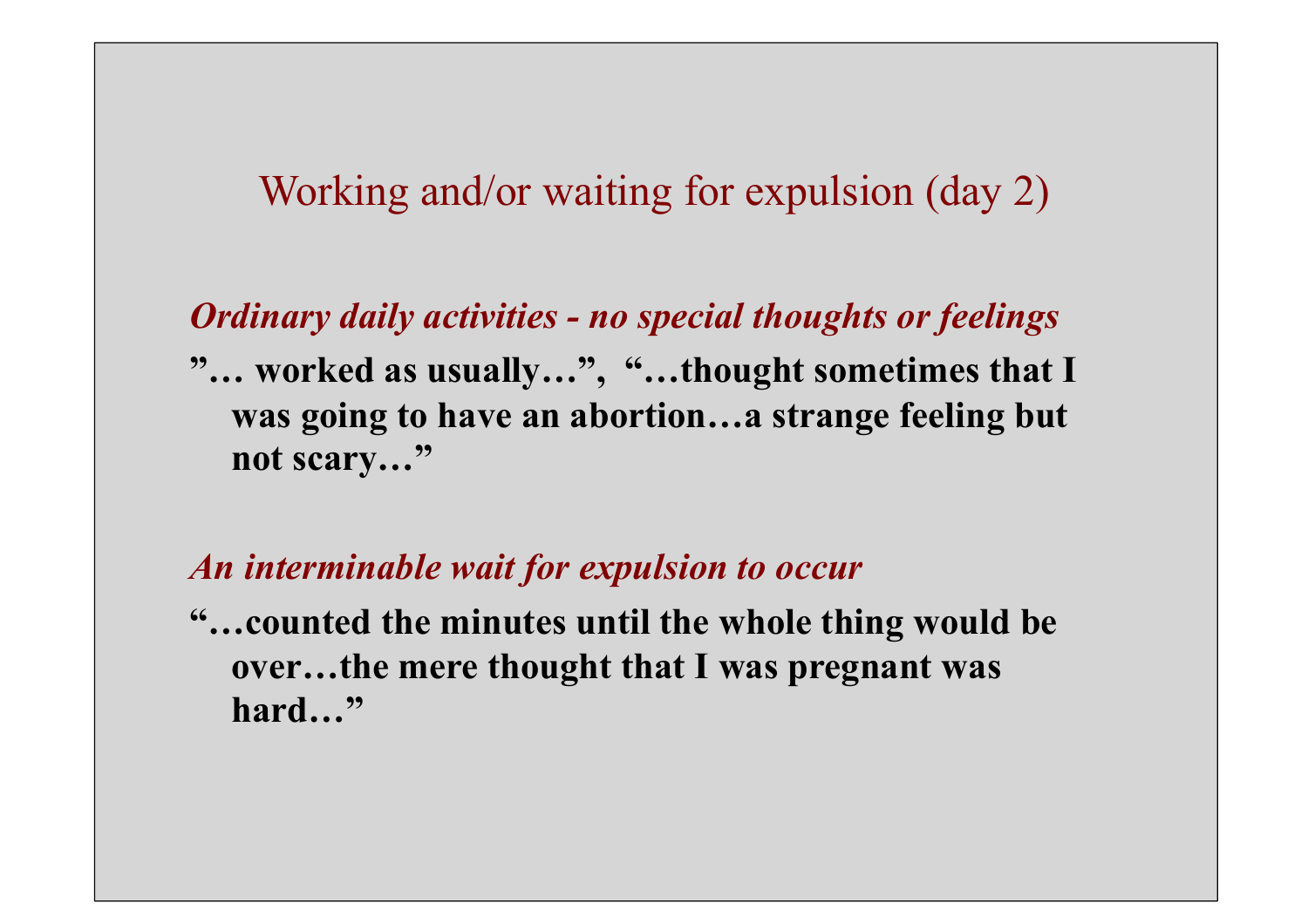## Working and/or waiting for expulsion (day 2)

***Ordinary daily activities - no special thoughts or feelings***

**”… worked as usually…”, “…thought sometimes that I was going to have an abortion…a strange feeling but not scary…”**

***An interminable wait for expulsion to occur***

**“…counted the minutes until the whole thing would be over…the mere thought that I was pregnant was hard…”**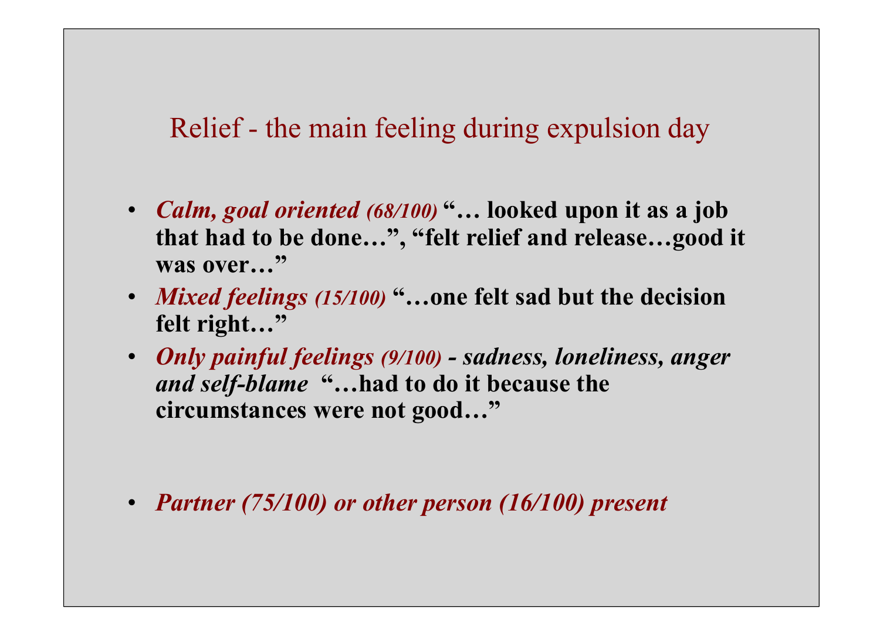## Relief - the main feeling during expulsion day

- ***Calm, goal oriented (68/100)*** **"… looked upon it as a job that had to be done…", "felt relief and release…good it was over…"**
- ***Mixed feelings (15/100)*** **"…one felt sad but the decision felt right…"**
- ***Only painful feelings (9/100) - sadness, loneliness, anger and self-blame*** **"…had to do it because the circumstances were not good…"**

- ***Partner (75/100) or other person (16/100) present***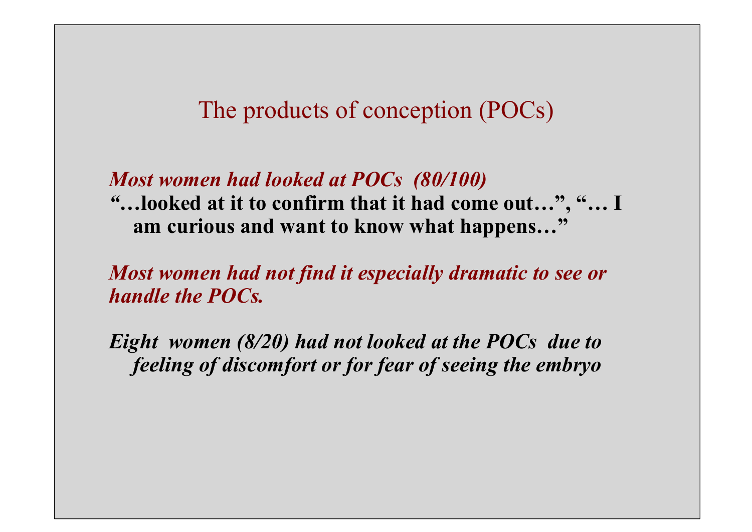# The products of conception (POCs)

***Most women had looked at POCs (80/100)***

**"…looked at it to confirm that it had come out…", "… I am curious and want to know what happens…"**

***Most women had not find it especially dramatic to see or handle the POCs.***

***Eight women (8/20) had not looked at the POCs due to feeling of discomfort or for fear of seeing the embryo***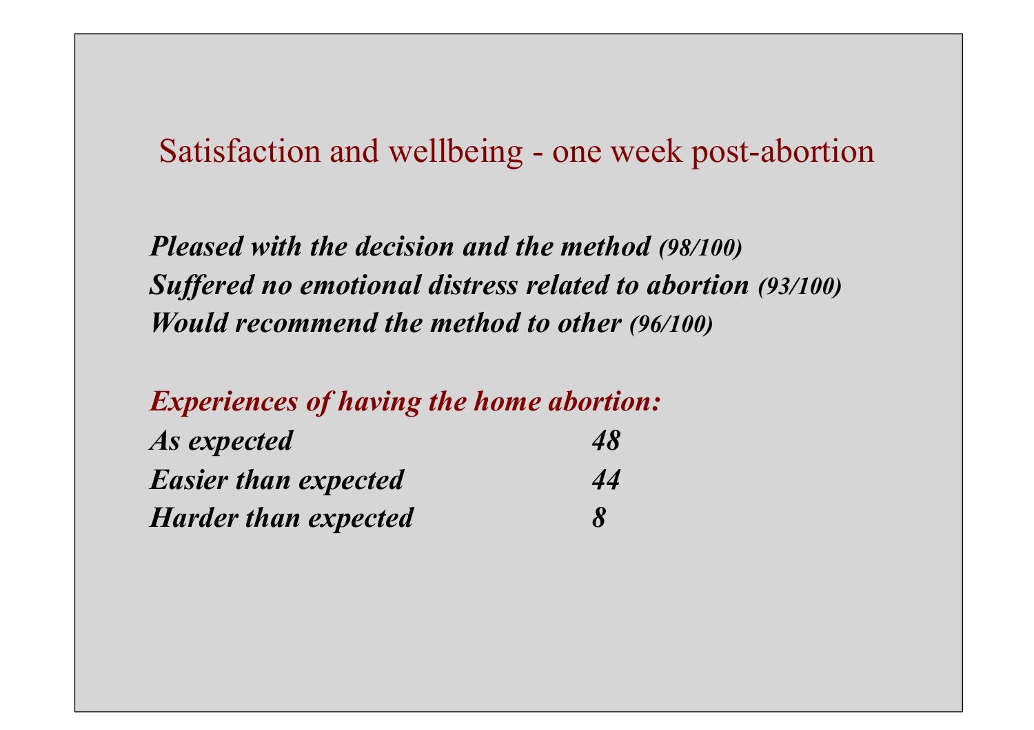# Satisfaction and wellbeing - one week post-abortion

***Pleased with the decision and the method (98/100)***
***Suffered no emotional distress related to abortion (93/100)***
***Would recommend the method to other (96/100)***

***Experiences of having the home abortion:***

| | |
|---|---|
| ***As expected*** | ***48*** |
| ***Easier than expected*** | ***44*** |
| ***Harder than expected*** | ***8*** |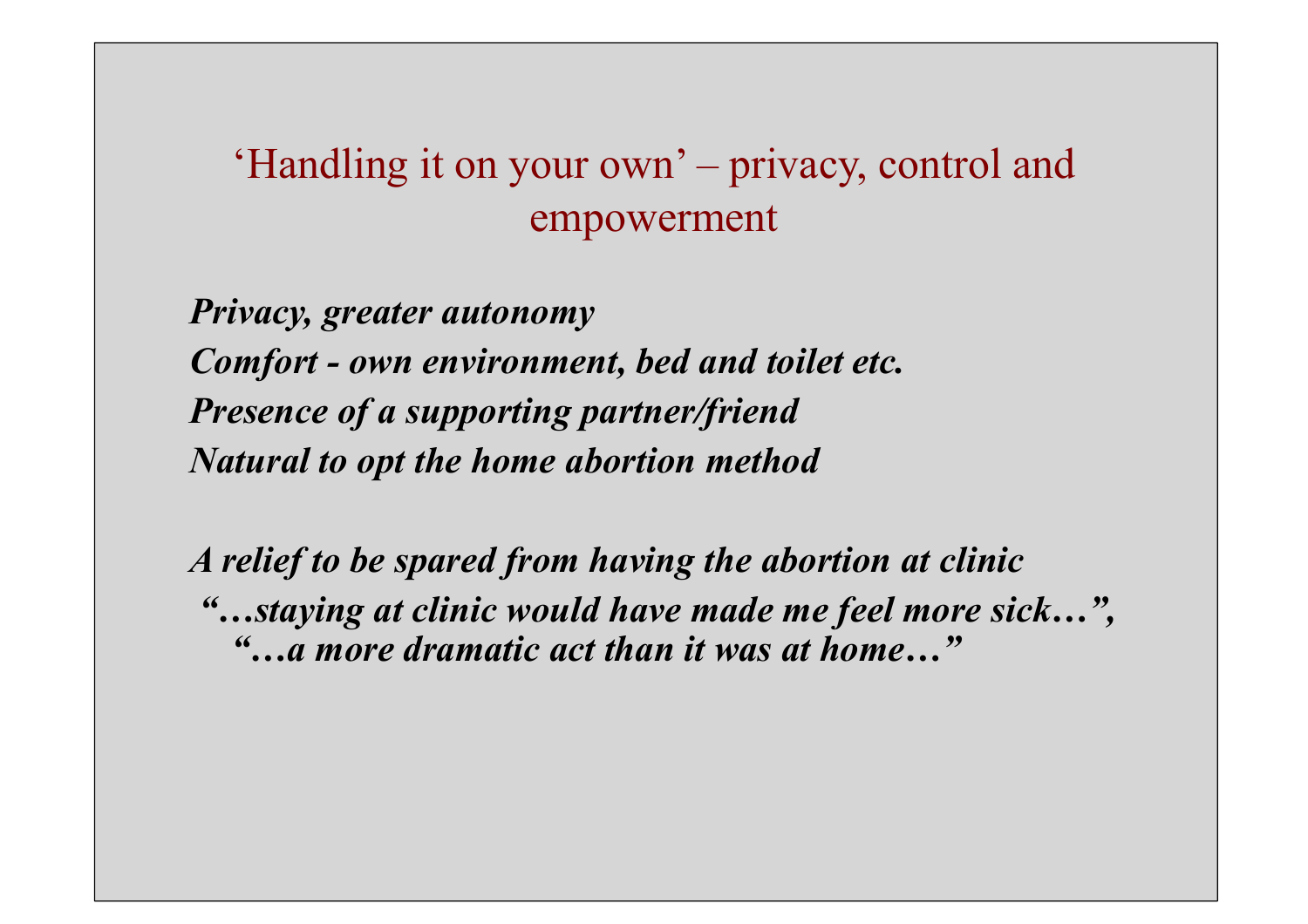## ‘Handling it on your own’ – privacy, control and empowerment

***Privacy, greater autonomy***

***Comfort - own environment, bed and toilet etc.***

***Presence of a supporting partner/friend***

***Natural to opt the home abortion method***

***A relief to be spared from having the abortion at clinic***

***“…staying at clinic would have made me feel more sick…”, “…a more dramatic act than it was at home…”***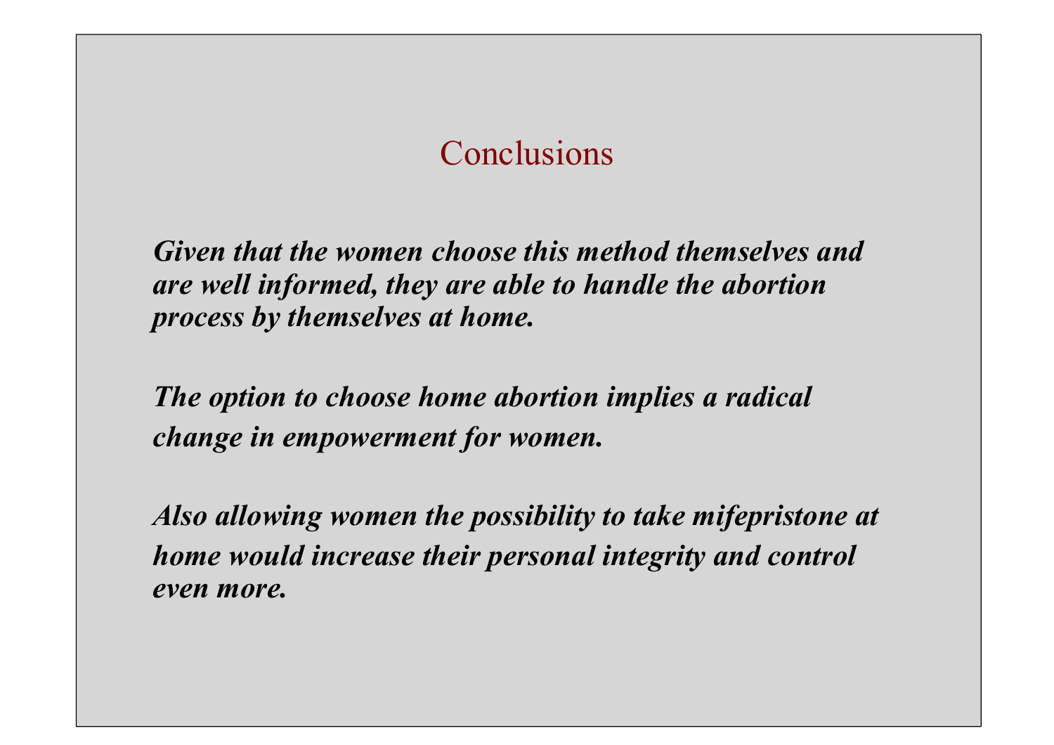# Conclusions

***Given that the women choose this method themselves and are well informed, they are able to handle the abortion process by themselves at home.***

***The option to choose home abortion implies a radical change in empowerment for women.***

***Also allowing women the possibility to take mifepristone at home would increase their personal integrity and control even more.***